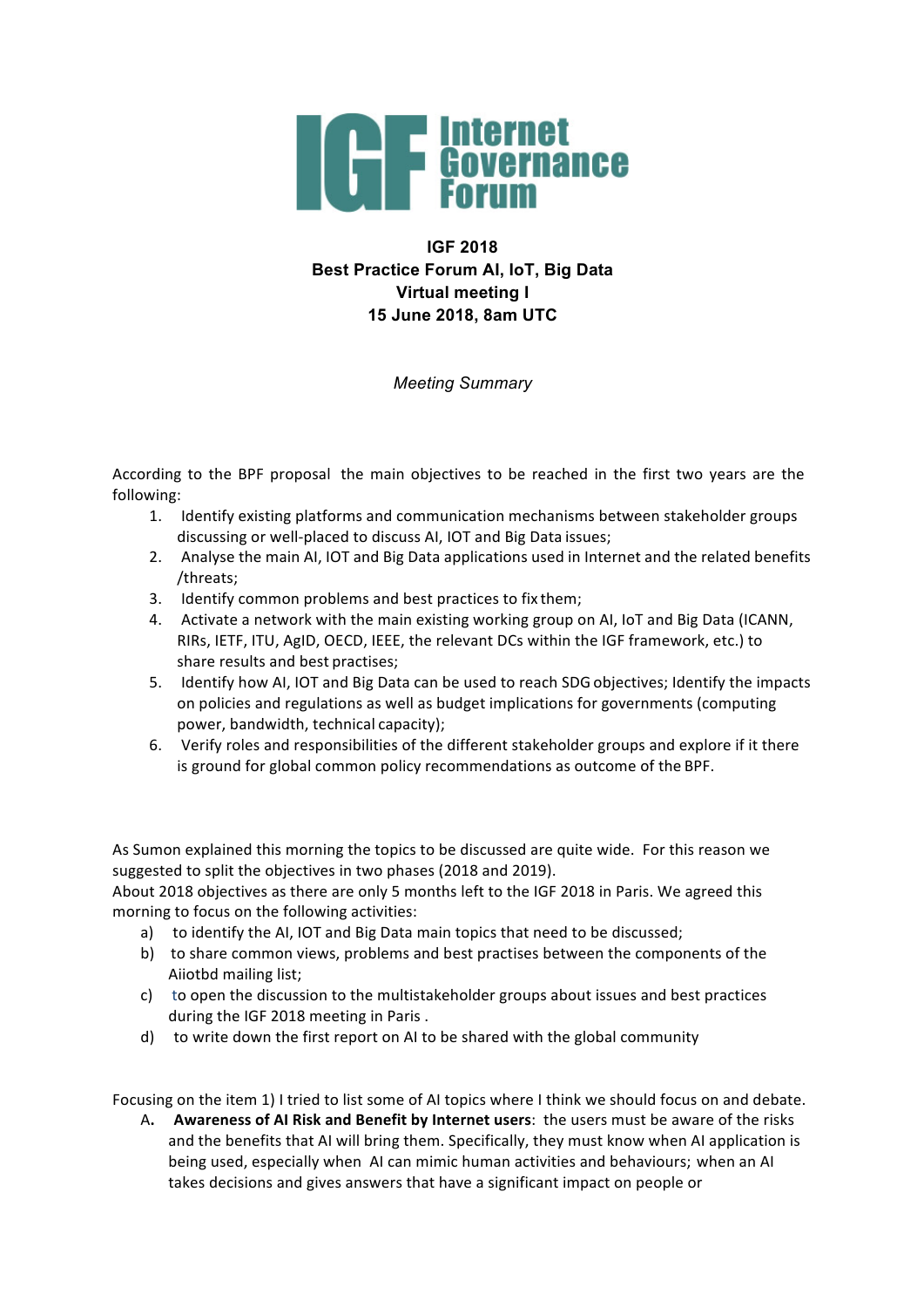Internet Governance Forum

**IGF 2018**
**Best Practice Forum AI, IoT, Big Data**
**Virtual meeting I**
**15 June 2018, 8am UTC**

*Meeting Summary*

According to the BPF proposal the main objectives to be reached in the first two years are the following:

1. Identify existing platforms and communication mechanisms between stakeholder groups discussing or well-placed to discuss AI, IOT and Big Data issues;
2. Analyse the main AI, IOT and Big Data applications used in Internet and the related benefits /threats;
3. Identify common problems and best practices to fix them;
4. Activate a network with the main existing working group on AI, IoT and Big Data (ICANN, RIRs, IETF, ITU, AgID, OECD, IEEE, the relevant DCs within the IGF framework, etc.) to share results and best practises;
5. Identify how AI, IOT and Big Data can be used to reach SDG objectives; Identify the impacts on policies and regulations as well as budget implications for governments (computing power, bandwidth, technical capacity);
6. Verify roles and responsibilities of the different stakeholder groups and explore if it there is ground for global common policy recommendations as outcome of the BPF.

As Sumon explained this morning the topics to be discussed are quite wide. For this reason we suggested to split the objectives in two phases (2018 and 2019).
About 2018 objectives as there are only 5 months left to the IGF 2018 in Paris. We agreed this morning to focus on the following activities:

a) to identify the AI, IOT and Big Data main topics that need to be discussed;
b) to share common views, problems and best practises between the components of the Aiiotbd mailing list;
c) to open the discussion to the multistakeholder groups about issues and best practices during the IGF 2018 meeting in Paris .
d) to write down the first report on AI to be shared with the global community

Focusing on the item 1) I tried to list some of AI topics where I think we should focus on and debate.

A. **Awareness of AI Risk and Benefit by Internet users**: the users must be aware of the risks and the benefits that AI will bring them. Specifically, they must know when AI application is being used, especially when AI can mimic human activities and behaviours; when an AI takes decisions and gives answers that have a significant impact on people or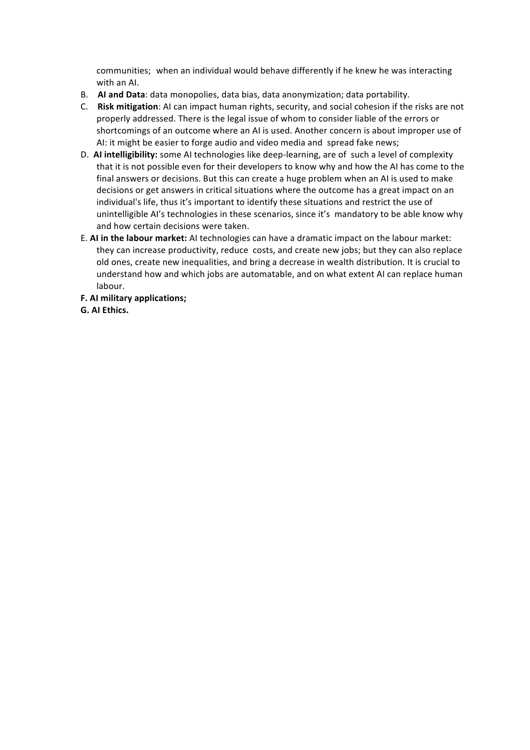communities; when an individual would behave differently if he knew he was interacting with an AI.

B. **AI and Data**: data monopolies, data bias, data anonymization; data portability.

C. **Risk mitigation**: AI can impact human rights, security, and social cohesion if the risks are not properly addressed. There is the legal issue of whom to consider liable of the errors or shortcomings of an outcome where an AI is used. Another concern is about improper use of AI: it might be easier to forge audio and video media and spread fake news;

D. **AI intelligibility:** some AI technologies like deep-learning, are of such a level of complexity that it is not possible even for their developers to know why and how the AI has come to the final answers or decisions. But this can create a huge problem when an AI is used to make decisions or get answers in critical situations where the outcome has a great impact on an individual's life, thus it's important to identify these situations and restrict the use of unintelligible AI's technologies in these scenarios, since it's mandatory to be able know why and how certain decisions were taken.

E. **AI in the labour market:** AI technologies can have a dramatic impact on the labour market: they can increase productivity, reduce costs, and create new jobs; but they can also replace old ones, create new inequalities, and bring a decrease in wealth distribution. It is crucial to understand how and which jobs are automatable, and on what extent AI can replace human labour.

**F. AI military applications;**

**G. AI Ethics.**